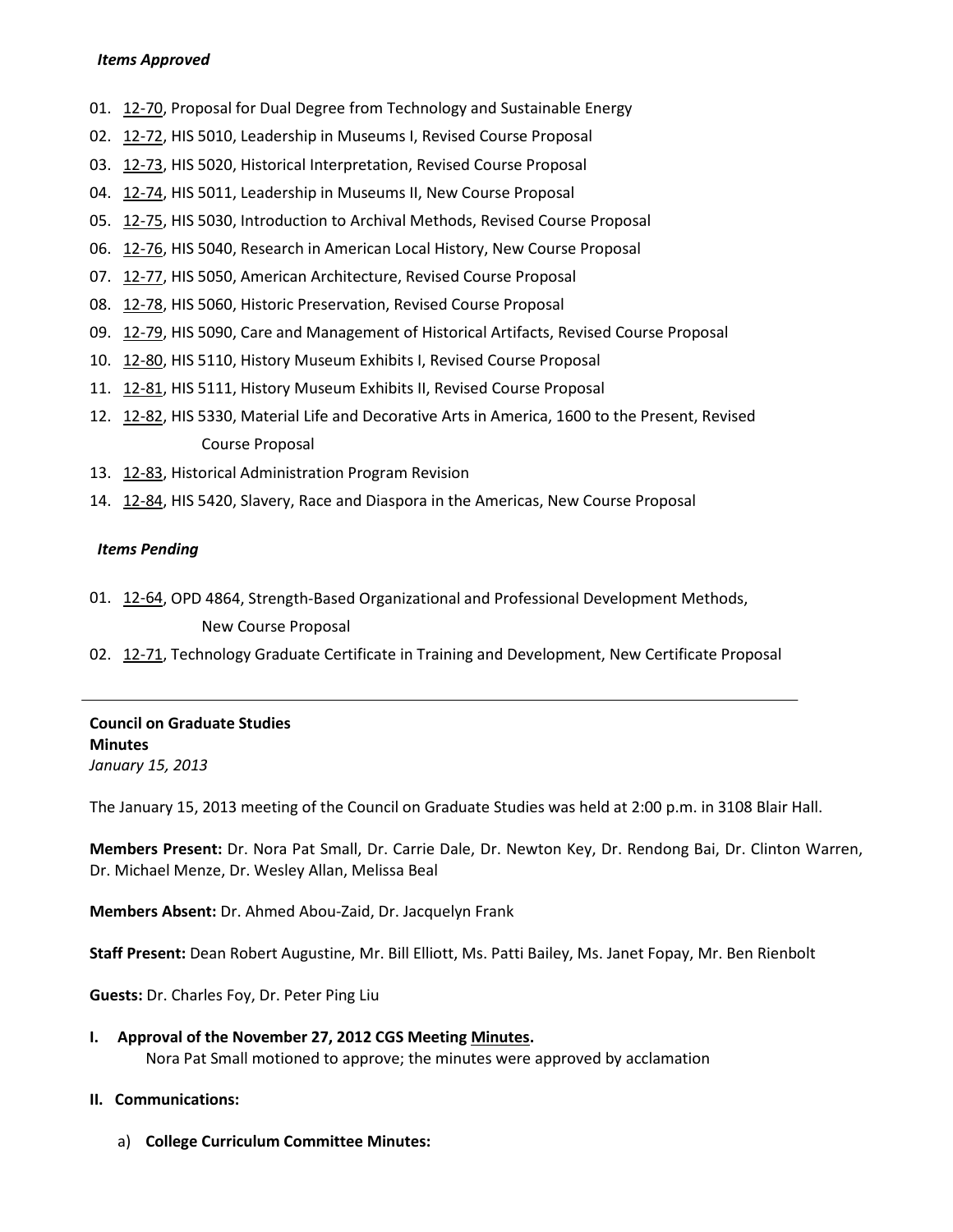***Items Approved***

01. 12-70, Proposal for Dual Degree from Technology and Sustainable Energy
02. 12-72, HIS 5010, Leadership in Museums I, Revised Course Proposal
03. 12-73, HIS 5020, Historical Interpretation, Revised Course Proposal
04. 12-74, HIS 5011, Leadership in Museums II, New Course Proposal
05. 12-75, HIS 5030, Introduction to Archival Methods, Revised Course Proposal
06. 12-76, HIS 5040, Research in American Local History, New Course Proposal
07. 12-77, HIS 5050, American Architecture, Revised Course Proposal
08. 12-78, HIS 5060, Historic Preservation, Revised Course Proposal
09. 12-79, HIS 5090, Care and Management of Historical Artifacts, Revised Course Proposal
10. 12-80, HIS 5110, History Museum Exhibits I, Revised Course Proposal
11. 12-81, HIS 5111, History Museum Exhibits II, Revised Course Proposal
12. 12-82, HIS 5330, Material Life and Decorative Arts in America, 1600 to the Present, Revised Course Proposal
13. 12-83, Historical Administration Program Revision
14. 12-84, HIS 5420, Slavery, Race and Diaspora in the Americas, New Course Proposal

***Items Pending***

01. 12-64, OPD 4864, Strength-Based Organizational and Professional Development Methods, New Course Proposal
02. 12-71, Technology Graduate Certificate in Training and Development, New Certificate Proposal

---

**Council on Graduate Studies**
**Minutes**
*January 15, 2013*

The January 15, 2013 meeting of the Council on Graduate Studies was held at 2:00 p.m. in 3108 Blair Hall.

**Members Present:** Dr. Nora Pat Small, Dr. Carrie Dale, Dr. Newton Key, Dr. Rendong Bai, Dr. Clinton Warren, Dr. Michael Menze, Dr. Wesley Allan, Melissa Beal

**Members Absent:** Dr. Ahmed Abou-Zaid, Dr. Jacquelyn Frank

**Staff Present:** Dean Robert Augustine, Mr. Bill Elliott, Ms. Patti Bailey, Ms. Janet Fopay, Mr. Ben Rienbolt

**Guests:** Dr. Charles Foy, Dr. Peter Ping Liu

**I. Approval of the November 27, 2012 CGS Meeting Minutes.**

Nora Pat Small motioned to approve; the minutes were approved by acclamation

**II. Communications:**

a) **College Curriculum Committee Minutes:**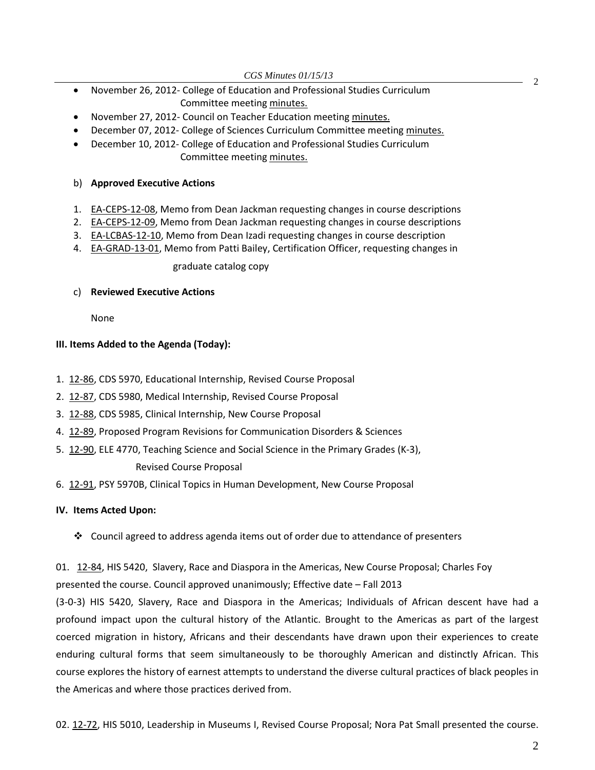- November 26, 2012- College of Education and Professional Studies Curriculum Committee meeting minutes.
- November 27, 2012- Council on Teacher Education meeting minutes.
- December 07, 2012- College of Sciences Curriculum Committee meeting minutes.
- December 10, 2012- College of Education and Professional Studies Curriculum Committee meeting minutes.

b) **Approved Executive Actions**

1. EA-CEPS-12-08, Memo from Dean Jackman requesting changes in course descriptions
2. EA-CEPS-12-09, Memo from Dean Jackman requesting changes in course descriptions
3. EA-LCBAS-12-10, Memo from Dean Izadi requesting changes in course description
4. EA-GRAD-13-01, Memo from Patti Bailey, Certification Officer, requesting changes in graduate catalog copy

c) **Reviewed Executive Actions**

None

**III. Items Added to the Agenda (Today):**

1. 12-86, CDS 5970, Educational Internship, Revised Course Proposal
2. 12-87, CDS 5980, Medical Internship, Revised Course Proposal
3. 12-88, CDS 5985, Clinical Internship, New Course Proposal
4. 12-89, Proposed Program Revisions for Communication Disorders & Sciences
5. 12-90, ELE 4770, Teaching Science and Social Science in the Primary Grades (K-3), Revised Course Proposal
6. 12-91, PSY 5970B, Clinical Topics in Human Development, New Course Proposal

**IV. Items Acted Upon:**

- Council agreed to address agenda items out of order due to attendance of presenters

01. 12-84, HIS 5420, Slavery, Race and Diaspora in the Americas, New Course Proposal; Charles Foy presented the course. Council approved unanimously; Effective date – Fall 2013

(3-0-3) HIS 5420, Slavery, Race and Diaspora in the Americas; Individuals of African descent have had a profound impact upon the cultural history of the Atlantic. Brought to the Americas as part of the largest coerced migration in history, Africans and their descendants have drawn upon their experiences to create enduring cultural forms that seem simultaneously to be thoroughly American and distinctly African. This course explores the history of earnest attempts to understand the diverse cultural practices of black peoples in the Americas and where those practices derived from.

02. 12-72, HIS 5010, Leadership in Museums I, Revised Course Proposal; Nora Pat Small presented the course.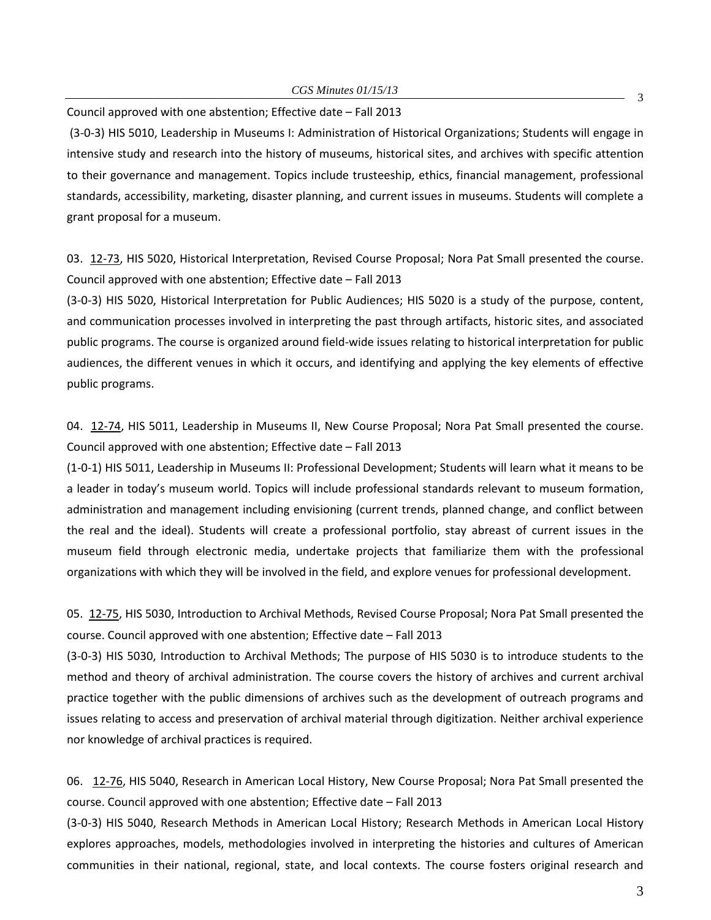Council approved with one abstention; Effective date – Fall 2013

(3-0-3) HIS 5010, Leadership in Museums I: Administration of Historical Organizations; Students will engage in intensive study and research into the history of museums, historical sites, and archives with specific attention to their governance and management. Topics include trusteeship, ethics, financial management, professional standards, accessibility, marketing, disaster planning, and current issues in museums. Students will complete a grant proposal for a museum.

03. 12-73, HIS 5020, Historical Interpretation, Revised Course Proposal; Nora Pat Small presented the course. Council approved with one abstention; Effective date – Fall 2013

(3-0-3) HIS 5020, Historical Interpretation for Public Audiences; HIS 5020 is a study of the purpose, content, and communication processes involved in interpreting the past through artifacts, historic sites, and associated public programs. The course is organized around field-wide issues relating to historical interpretation for public audiences, the different venues in which it occurs, and identifying and applying the key elements of effective public programs.

04. 12-74, HIS 5011, Leadership in Museums II, New Course Proposal; Nora Pat Small presented the course. Council approved with one abstention; Effective date – Fall 2013

(1-0-1) HIS 5011, Leadership in Museums II: Professional Development; Students will learn what it means to be a leader in today's museum world. Topics will include professional standards relevant to museum formation, administration and management including envisioning (current trends, planned change, and conflict between the real and the ideal). Students will create a professional portfolio, stay abreast of current issues in the museum field through electronic media, undertake projects that familiarize them with the professional organizations with which they will be involved in the field, and explore venues for professional development.

05. 12-75, HIS 5030, Introduction to Archival Methods, Revised Course Proposal; Nora Pat Small presented the course. Council approved with one abstention; Effective date – Fall 2013

(3-0-3) HIS 5030, Introduction to Archival Methods; The purpose of HIS 5030 is to introduce students to the method and theory of archival administration. The course covers the history of archives and current archival practice together with the public dimensions of archives such as the development of outreach programs and issues relating to access and preservation of archival material through digitization. Neither archival experience nor knowledge of archival practices is required.

06. 12-76, HIS 5040, Research in American Local History, New Course Proposal; Nora Pat Small presented the course. Council approved with one abstention; Effective date – Fall 2013

(3-0-3) HIS 5040, Research Methods in American Local History; Research Methods in American Local History explores approaches, models, methodologies involved in interpreting the histories and cultures of American communities in their national, regional, state, and local contexts. The course fosters original research and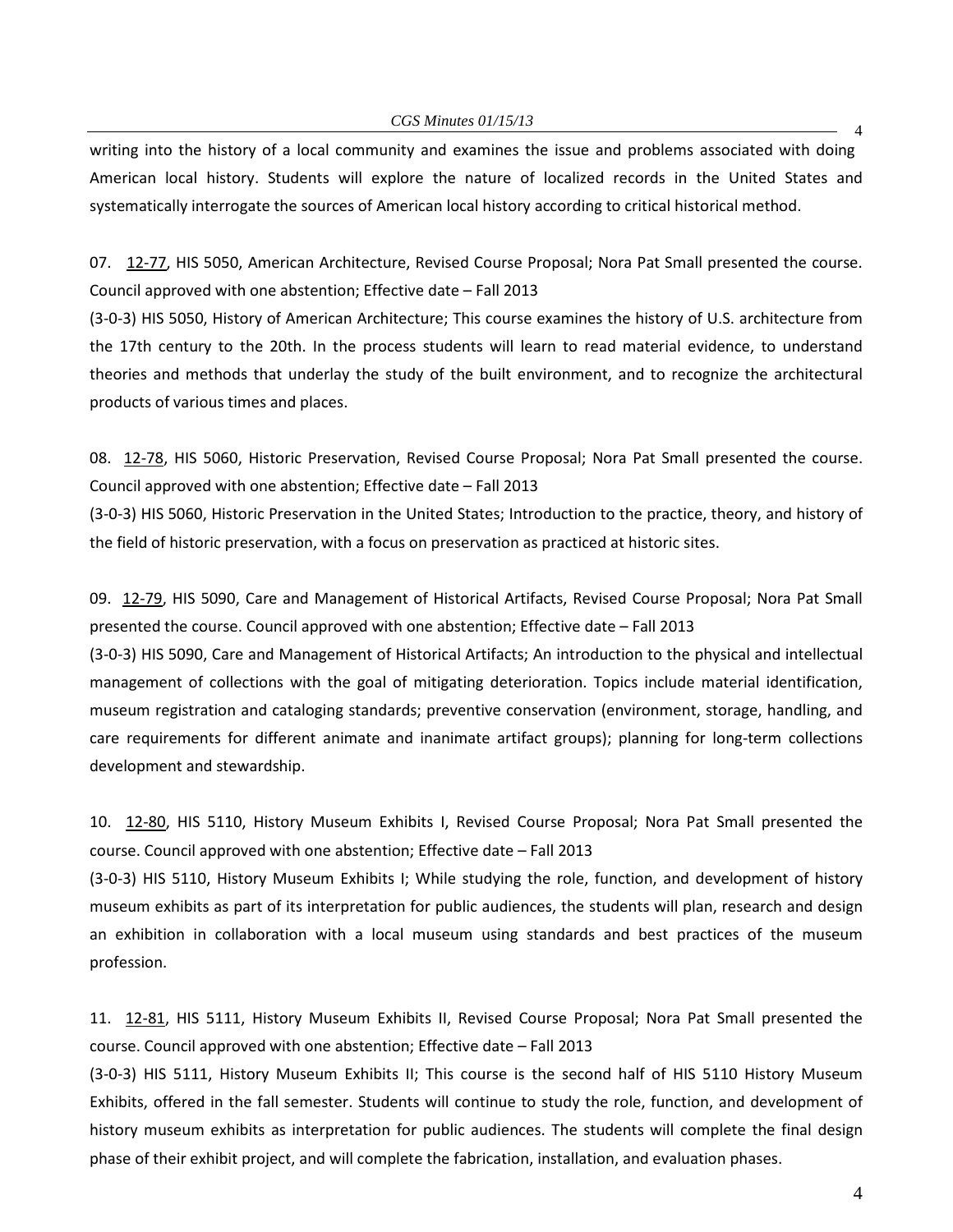writing into the history of a local community and examines the issue and problems associated with doing American local history. Students will explore the nature of localized records in the United States and systematically interrogate the sources of American local history according to critical historical method.

07. 12-77, HIS 5050, American Architecture, Revised Course Proposal; Nora Pat Small presented the course. Council approved with one abstention; Effective date – Fall 2013

(3-0-3) HIS 5050, History of American Architecture; This course examines the history of U.S. architecture from the 17th century to the 20th. In the process students will learn to read material evidence, to understand theories and methods that underlay the study of the built environment, and to recognize the architectural products of various times and places.

08. 12-78, HIS 5060, Historic Preservation, Revised Course Proposal; Nora Pat Small presented the course. Council approved with one abstention; Effective date – Fall 2013

(3-0-3) HIS 5060, Historic Preservation in the United States; Introduction to the practice, theory, and history of the field of historic preservation, with a focus on preservation as practiced at historic sites.

09. 12-79, HIS 5090, Care and Management of Historical Artifacts, Revised Course Proposal; Nora Pat Small presented the course. Council approved with one abstention; Effective date – Fall 2013

(3-0-3) HIS 5090, Care and Management of Historical Artifacts; An introduction to the physical and intellectual management of collections with the goal of mitigating deterioration. Topics include material identification, museum registration and cataloging standards; preventive conservation (environment, storage, handling, and care requirements for different animate and inanimate artifact groups); planning for long-term collections development and stewardship.

10. 12-80, HIS 5110, History Museum Exhibits I, Revised Course Proposal; Nora Pat Small presented the course. Council approved with one abstention; Effective date – Fall 2013

(3-0-3) HIS 5110, History Museum Exhibits I; While studying the role, function, and development of history museum exhibits as part of its interpretation for public audiences, the students will plan, research and design an exhibition in collaboration with a local museum using standards and best practices of the museum profession.

11. 12-81, HIS 5111, History Museum Exhibits II, Revised Course Proposal; Nora Pat Small presented the course. Council approved with one abstention; Effective date – Fall 2013

(3-0-3) HIS 5111, History Museum Exhibits II; This course is the second half of HIS 5110 History Museum Exhibits, offered in the fall semester. Students will continue to study the role, function, and development of history museum exhibits as interpretation for public audiences. The students will complete the final design phase of their exhibit project, and will complete the fabrication, installation, and evaluation phases.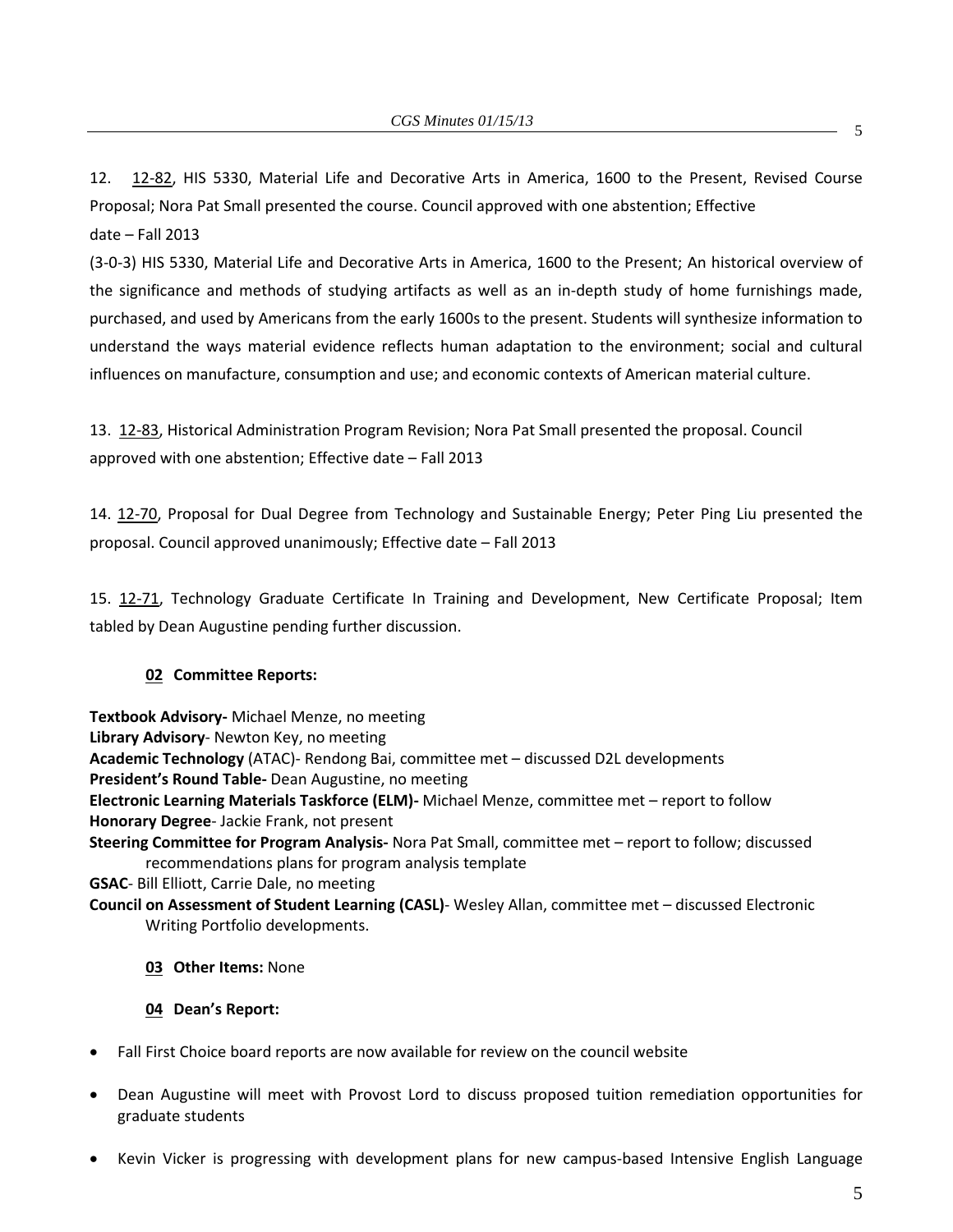12. 12-82, HIS 5330, Material Life and Decorative Arts in America, 1600 to the Present, Revised Course Proposal; Nora Pat Small presented the course. Council approved with one abstention; Effective date – Fall 2013

(3-0-3) HIS 5330, Material Life and Decorative Arts in America, 1600 to the Present; An historical overview of the significance and methods of studying artifacts as well as an in-depth study of home furnishings made, purchased, and used by Americans from the early 1600s to the present. Students will synthesize information to understand the ways material evidence reflects human adaptation to the environment; social and cultural influences on manufacture, consumption and use; and economic contexts of American material culture.

13. 12-83, Historical Administration Program Revision; Nora Pat Small presented the proposal. Council approved with one abstention; Effective date – Fall 2013

14. 12-70, Proposal for Dual Degree from Technology and Sustainable Energy; Peter Ping Liu presented the proposal. Council approved unanimously; Effective date – Fall 2013

15. 12-71, Technology Graduate Certificate In Training and Development, New Certificate Proposal; Item tabled by Dean Augustine pending further discussion.

**02 Committee Reports:**

**Textbook Advisory-** Michael Menze, no meeting
**Library Advisory**- Newton Key, no meeting
**Academic Technology** (ATAC)- Rendong Bai, committee met – discussed D2L developments
**President's Round Table-** Dean Augustine, no meeting
**Electronic Learning Materials Taskforce (ELM)-** Michael Menze, committee met – report to follow
**Honorary Degree**- Jackie Frank, not present
**Steering Committee for Program Analysis-** Nora Pat Small, committee met – report to follow; discussed recommendations plans for program analysis template
**GSAC**- Bill Elliott, Carrie Dale, no meeting
**Council on Assessment of Student Learning (CASL)**- Wesley Allan, committee met – discussed Electronic Writing Portfolio developments.

**03 Other Items:** None

**04 Dean's Report:**

- Fall First Choice board reports are now available for review on the council website
- Dean Augustine will meet with Provost Lord to discuss proposed tuition remediation opportunities for graduate students
- Kevin Vicker is progressing with development plans for new campus-based Intensive English Language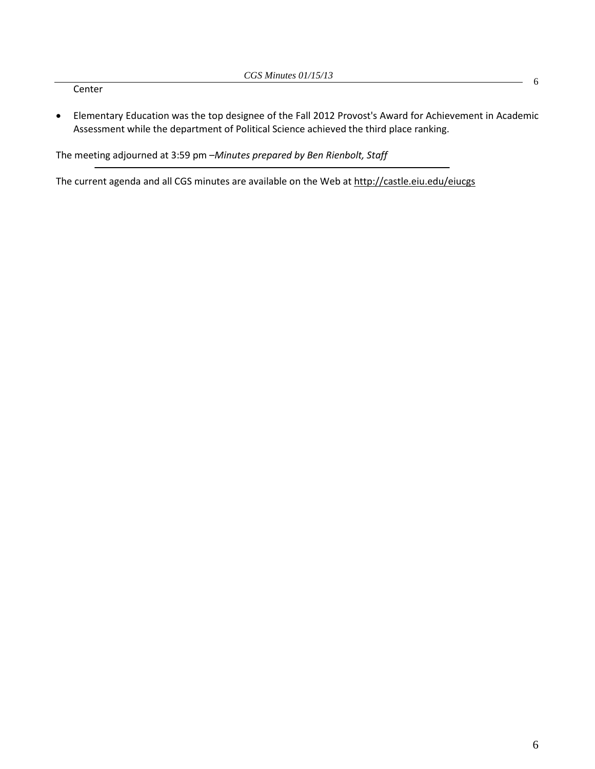Center

- Elementary Education was the top designee of the Fall 2012 Provost's Award for Achievement in Academic Assessment while the department of Political Science achieved the third place ranking.

The meeting adjourned at 3:59 pm –*Minutes prepared by Ben Rienbolt, Staff*

---

The current agenda and all CGS minutes are available on the Web at http://castle.eiu.edu/eiucgs